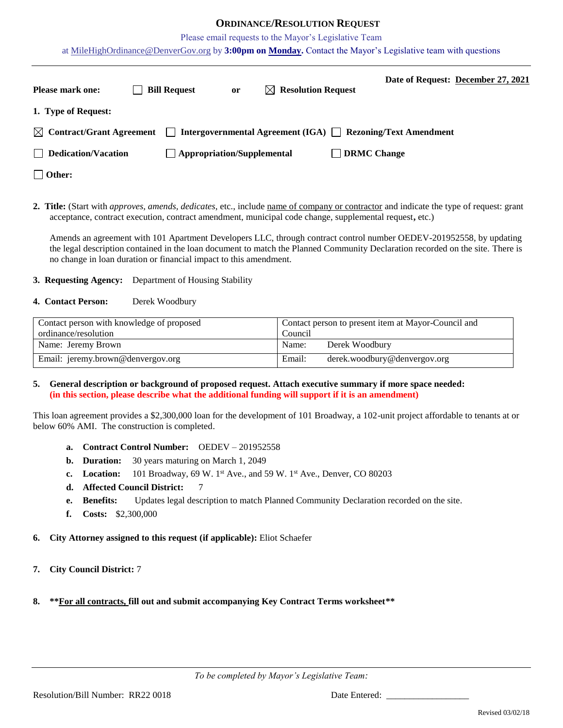# ORDINANCE/RESOLUTION REQUEST

Please email requests to the Mayor's Legislative Team

at MileHighOrdinance@DenverGov.org by **3:00pm on Monday.** Contact the Mayor's Legislative team with questions

**Date of Request:** December 27, 2021

**Please mark one:** ☐ **Bill Request** or ☒ **Resolution Request**

**1. Type of Request:**

☒ **Contract/Grant Agreement** ☐ **Intergovernmental Agreement (IGA)** ☐ **Rezoning/Text Amendment**

☐ **Dedication/Vacation** ☐ **Appropriation/Supplemental** ☐ **DRMC Change**

☐ **Other:**

**2. Title:** (Start with *approves, amends, dedicates*, etc., include name of company or contractor and indicate the type of request: grant acceptance, contract execution, contract amendment, municipal code change, supplemental request, etc.)

Amends an agreement with 101 Apartment Developers LLC, through contract control number OEDEV-201952558, by updating the legal description contained in the loan document to match the Planned Community Declaration recorded on the site. There is no change in loan duration or financial impact to this amendment.

**3. Requesting Agency:** Department of Housing Stability

**4. Contact Person:** Derek Woodbury

| Contact person with knowledge of proposed ordinance/resolution | Contact person to present item at Mayor-Council and Council |
|---|---|
| Name: Jeremy Brown | Name: Derek Woodbury |
| Email: jeremy.brown@denvergov.org | Email: derek.woodbury@denvergov.org |

**5. General description or background of proposed request. Attach executive summary if more space needed:**
**(in this section, please describe what the additional funding will support if it is an amendment)**

This loan agreement provides a $2,300,000 loan for the development of 101 Broadway, a 102-unit project affordable to tenants at or below 60% AMI. The construction is completed.

- **a. Contract Control Number:** OEDEV – 201952558
- **b. Duration:** 30 years maturing on March 1, 2049
- **c. Location:** 101 Broadway, 69 W. 1st Ave., and 59 W. 1st Ave., Denver, CO 80203
- **d. Affected Council District:** 7
- **e. Benefits:** Updates legal description to match Planned Community Declaration recorded on the site.
- **f. Costs:** $2,300,000

**6. City Attorney assigned to this request (if applicable):** Eliot Schaefer

**7. City Council District:** 7

**8. \*\*For all contracts, fill out and submit accompanying Key Contract Terms worksheet\*\***

---

*To be completed by Mayor's Legislative Team:*

Resolution/Bill Number: RR22 0018 Date Entered: \_\_\_\_\_\_\_\_\_\_\_\_\_\_\_\_\_\_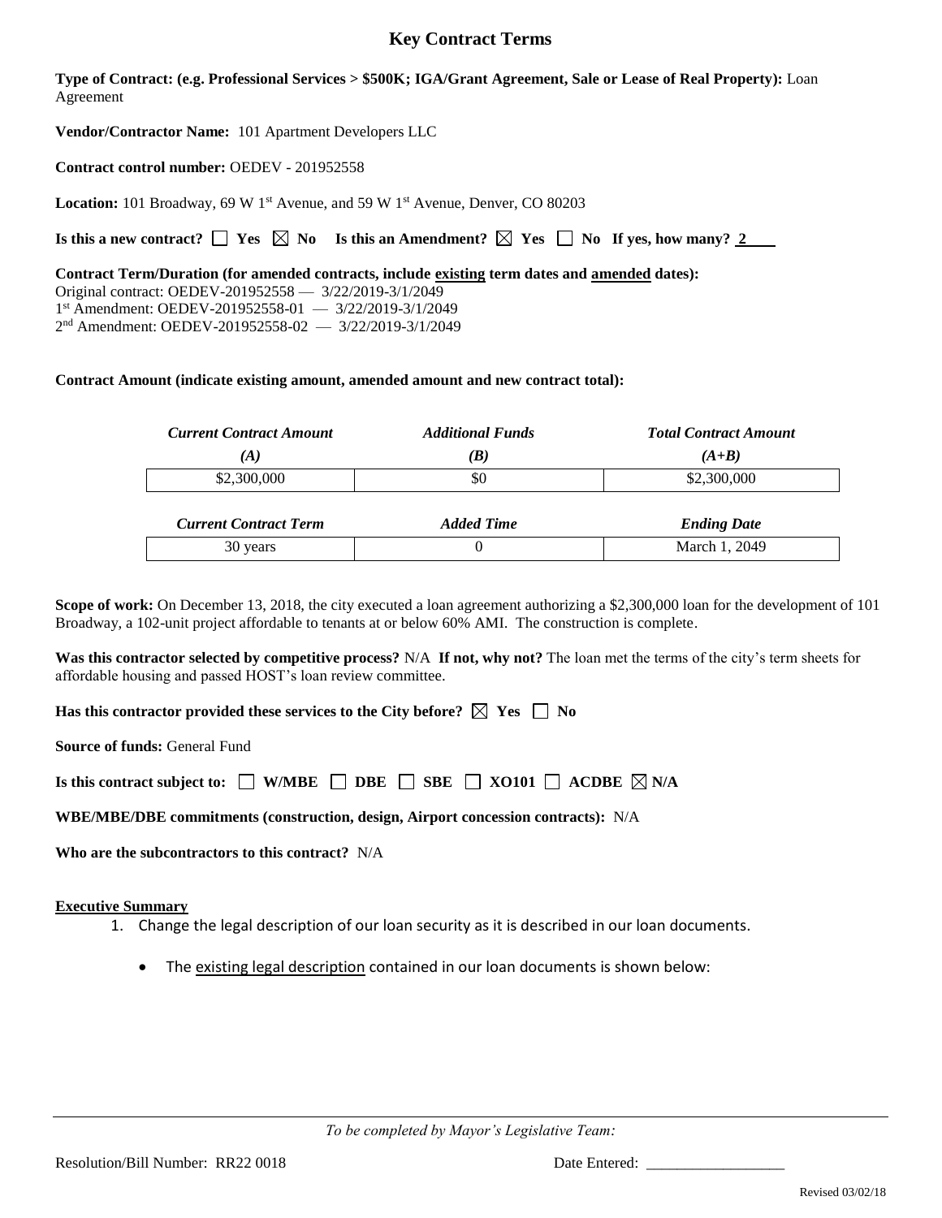# Key Contract Terms

**Type of Contract: (e.g. Professional Services > $500K; IGA/Grant Agreement, Sale or Lease of Real Property):** Loan Agreement

**Vendor/Contractor Name:** 101 Apartment Developers LLC

**Contract control number:** OEDEV - 201952558

**Location:** 101 Broadway, 69 W 1st Avenue, and 59 W 1st Avenue, Denver, CO 80203

**Is this a new contract?** ☐ **Yes** ☒ **No** **Is this an Amendment?** ☒ **Yes** ☐ **No** **If yes, how many?** 2

**Contract Term/Duration (for amended contracts, include existing term dates and amended dates):**
Original contract: OEDEV-201952558 — 3/22/2019-3/1/2049
1st Amendment: OEDEV-201952558-01 — 3/22/2019-3/1/2049
2nd Amendment: OEDEV-201952558-02 — 3/22/2019-3/1/2049

**Contract Amount (indicate existing amount, amended amount and new contract total):**

| *Current Contract Amount (A)* | *Additional Funds (B)* | *Total Contract Amount (A+B)* |
|---|---|---|
| $2,300,000 | $0 | $2,300,000 |

| *Current Contract Term* | *Added Time* | *Ending Date* |
|---|---|---|
| 30 years | 0 | March 1, 2049 |

**Scope of work:** On December 13, 2018, the city executed a loan agreement authorizing a $2,300,000 loan for the development of 101 Broadway, a 102-unit project affordable to tenants at or below 60% AMI. The construction is complete.

**Was this contractor selected by competitive process?** N/A **If not, why not?** The loan met the terms of the city's term sheets for affordable housing and passed HOST's loan review committee.

**Has this contractor provided these services to the City before?** ☒ **Yes** ☐ **No**

**Source of funds:** General Fund

**Is this contract subject to:** ☐ **W/MBE** ☐ **DBE** ☐ **SBE** ☐ **XO101** ☐ **ACDBE** ☒ **N/A**

**WBE/MBE/DBE commitments (construction, design, Airport concession contracts):** N/A

**Who are the subcontractors to this contract?** N/A

**Executive Summary**

1. Change the legal description of our loan security as it is described in our loan documents.
   - The existing legal description contained in our loan documents is shown below:

*To be completed by Mayor's Legislative Team:*

Resolution/Bill Number: RR22 0018 Date Entered: ____________

Revised 03/02/18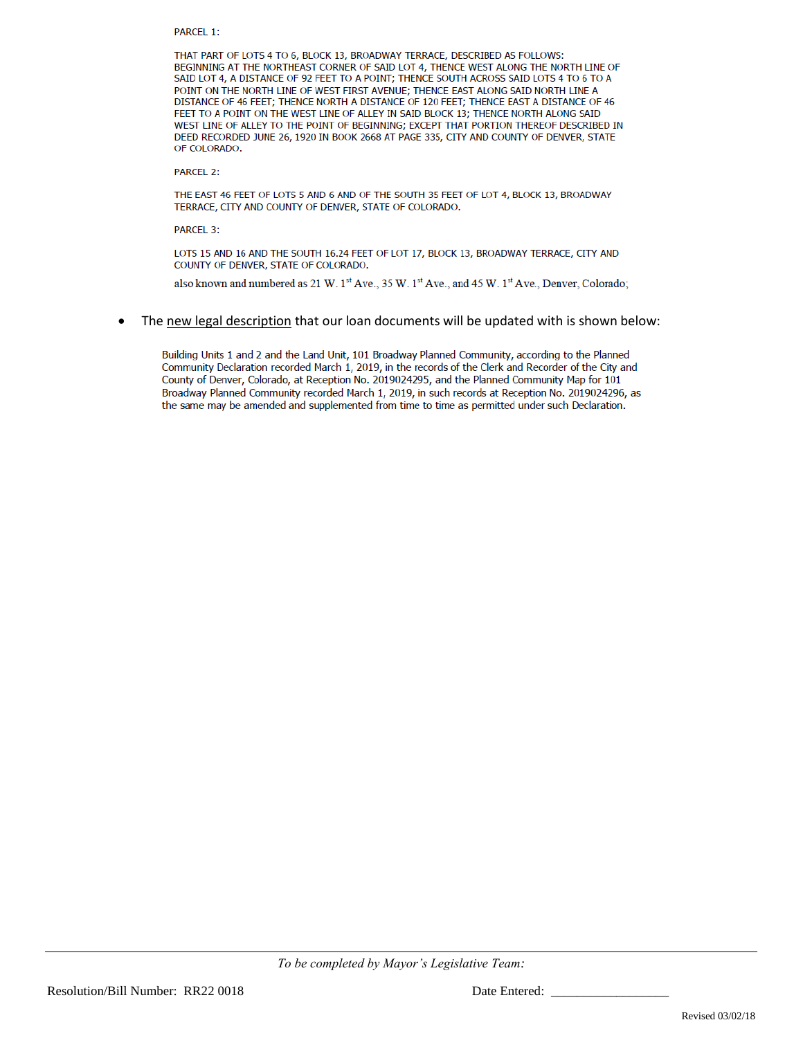PARCEL 1:

THAT PART OF LOTS 4 TO 6, BLOCK 13, BROADWAY TERRACE, DESCRIBED AS FOLLOWS: BEGINNING AT THE NORTHEAST CORNER OF SAID LOT 4, THENCE WEST ALONG THE NORTH LINE OF SAID LOT 4, A DISTANCE OF 92 FEET TO A POINT; THENCE SOUTH ACROSS SAID LOTS 4 TO 6 TO A POINT ON THE NORTH LINE OF WEST FIRST AVENUE; THENCE EAST ALONG SAID NORTH LINE A DISTANCE OF 46 FEET; THENCE NORTH A DISTANCE OF 120 FEET; THENCE EAST A DISTANCE OF 46 FEET TO A POINT ON THE WEST LINE OF ALLEY IN SAID BLOCK 13; THENCE NORTH ALONG SAID WEST LINE OF ALLEY TO THE POINT OF BEGINNING; EXCEPT THAT PORTION THEREOF DESCRIBED IN DEED RECORDED JUNE 26, 1920 IN BOOK 2668 AT PAGE 335, CITY AND COUNTY OF DENVER, STATE OF COLORADO.

PARCEL 2:

THE EAST 46 FEET OF LOTS 5 AND 6 AND OF THE SOUTH 35 FEET OF LOT 4, BLOCK 13, BROADWAY TERRACE, CITY AND COUNTY OF DENVER, STATE OF COLORADO.

PARCEL 3:

LOTS 15 AND 16 AND THE SOUTH 16.24 FEET OF LOT 17, BLOCK 13, BROADWAY TERRACE, CITY AND COUNTY OF DENVER, STATE OF COLORADO.

also known and numbered as 21 W. 1st Ave., 35 W. 1st Ave., and 45 W. 1st Ave., Denver, Colorado;

- The new legal description that our loan documents will be updated with is shown below:

Building Units 1 and 2 and the Land Unit, 101 Broadway Planned Community, according to the Planned Community Declaration recorded March 1, 2019, in the records of the Clerk and Recorder of the City and County of Denver, Colorado, at Reception No. 2019024295, and the Planned Community Map for 101 Broadway Planned Community recorded March 1, 2019, in such records at Reception No. 2019024296, as the same may be amended and supplemented from time to time as permitted under such Declaration.

---

*To be completed by Mayor's Legislative Team:*

Resolution/Bill Number: RR22 0018 Date Entered: __________________

Revised 03/02/18